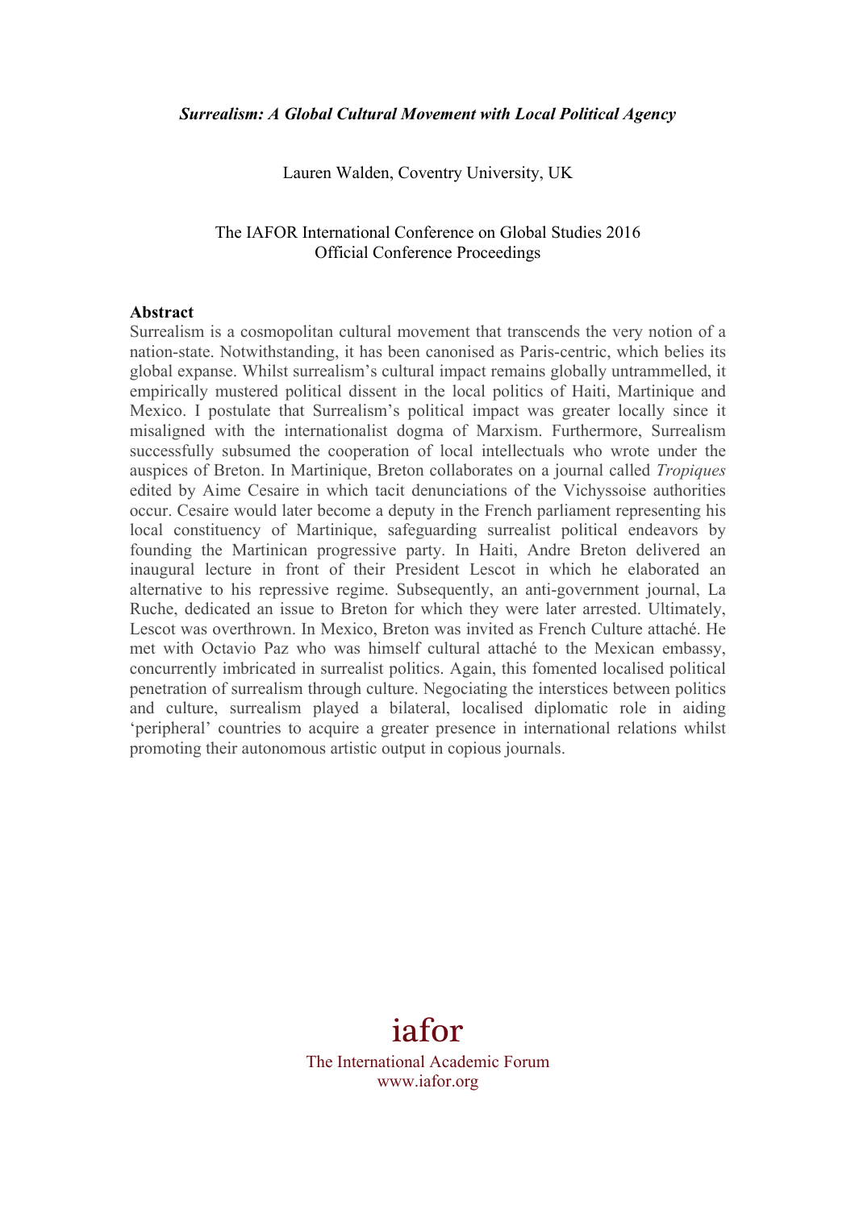***Surrealism: A Global Cultural Movement with Local Political Agency***

Lauren Walden, Coventry University, UK

The IAFOR International Conference on Global Studies 2016
Official Conference Proceedings

**Abstract**

Surrealism is a cosmopolitan cultural movement that transcends the very notion of a nation-state. Notwithstanding, it has been canonised as Paris-centric, which belies its global expanse. Whilst surrealism's cultural impact remains globally untrammelled, it empirically mustered political dissent in the local politics of Haiti, Martinique and Mexico. I postulate that Surrealism's political impact was greater locally since it misaligned with the internationalist dogma of Marxism. Furthermore, Surrealism successfully subsumed the cooperation of local intellectuals who wrote under the auspices of Breton. In Martinique, Breton collaborates on a journal called *Tropiques* edited by Aime Cesaire in which tacit denunciations of the Vichyssoise authorities occur. Cesaire would later become a deputy in the French parliament representing his local constituency of Martinique, safeguarding surrealist political endeavors by founding the Martinican progressive party. In Haiti, Andre Breton delivered an inaugural lecture in front of their President Lescot in which he elaborated an alternative to his repressive regime. Subsequently, an anti-government journal, La Ruche, dedicated an issue to Breton for which they were later arrested. Ultimately, Lescot was overthrown. In Mexico, Breton was invited as French Culture attaché. He met with Octavio Paz who was himself cultural attaché to the Mexican embassy, concurrently imbricated in surrealist politics. Again, this fomented localised political penetration of surrealism through culture. Negociating the interstices between politics and culture, surrealism played a bilateral, localised diplomatic role in aiding 'peripheral' countries to acquire a greater presence in international relations whilst promoting their autonomous artistic output in copious journals.

iafor

The International Academic Forum
www.iafor.org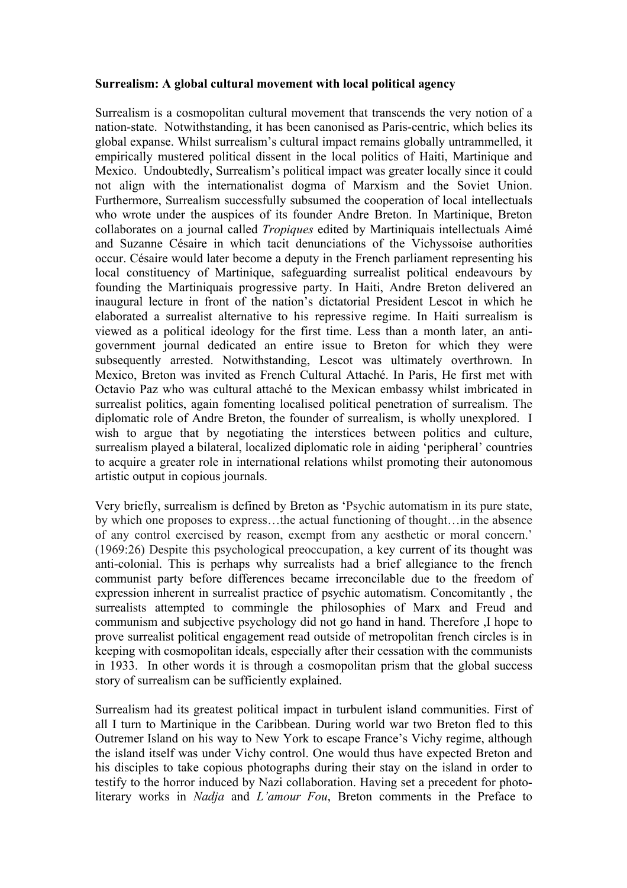**Surrealism: A global cultural movement with local political agency**

Surrealism is a cosmopolitan cultural movement that transcends the very notion of a nation-state. Notwithstanding, it has been canonised as Paris-centric, which belies its global expanse. Whilst surrealism's cultural impact remains globally untrammelled, it empirically mustered political dissent in the local politics of Haiti, Martinique and Mexico. Undoubtedly, Surrealism's political impact was greater locally since it could not align with the internationalist dogma of Marxism and the Soviet Union. Furthermore, Surrealism successfully subsumed the cooperation of local intellectuals who wrote under the auspices of its founder Andre Breton. In Martinique, Breton collaborates on a journal called *Tropiques* edited by Martiniquais intellectuals Aimé and Suzanne Césaire in which tacit denunciations of the Vichyssoise authorities occur. Césaire would later become a deputy in the French parliament representing his local constituency of Martinique, safeguarding surrealist political endeavours by founding the Martiniquais progressive party. In Haiti, Andre Breton delivered an inaugural lecture in front of the nation's dictatorial President Lescot in which he elaborated a surrealist alternative to his repressive regime. In Haiti surrealism is viewed as a political ideology for the first time. Less than a month later, an anti-government journal dedicated an entire issue to Breton for which they were subsequently arrested. Notwithstanding, Lescot was ultimately overthrown. In Mexico, Breton was invited as French Cultural Attaché. In Paris, He first met with Octavio Paz who was cultural attaché to the Mexican embassy whilst imbricated in surrealist politics, again fomenting localised political penetration of surrealism. The diplomatic role of Andre Breton, the founder of surrealism, is wholly unexplored. I wish to argue that by negotiating the interstices between politics and culture, surrealism played a bilateral, localized diplomatic role in aiding 'peripheral' countries to acquire a greater role in international relations whilst promoting their autonomous artistic output in copious journals.

Very briefly, surrealism is defined by Breton as 'Psychic automatism in its pure state, by which one proposes to express…the actual functioning of thought…in the absence of any control exercised by reason, exempt from any aesthetic or moral concern.' (1969:26) Despite this psychological preoccupation, a key current of its thought was anti-colonial. This is perhaps why surrealists had a brief allegiance to the french communist party before differences became irreconcilable due to the freedom of expression inherent in surrealist practice of psychic automatism. Concomitantly , the surrealists attempted to commingle the philosophies of Marx and Freud and communism and subjective psychology did not go hand in hand. Therefore ,I hope to prove surrealist political engagement read outside of metropolitan french circles is in keeping with cosmopolitan ideals, especially after their cessation with the communists in 1933. In other words it is through a cosmopolitan prism that the global success story of surrealism can be sufficiently explained.

Surrealism had its greatest political impact in turbulent island communities. First of all I turn to Martinique in the Caribbean. During world war two Breton fled to this Outremer Island on his way to New York to escape France's Vichy regime, although the island itself was under Vichy control. One would thus have expected Breton and his disciples to take copious photographs during their stay on the island in order to testify to the horror induced by Nazi collaboration. Having set a precedent for photo-literary works in *Nadja* and *L'amour Fou*, Breton comments in the Preface to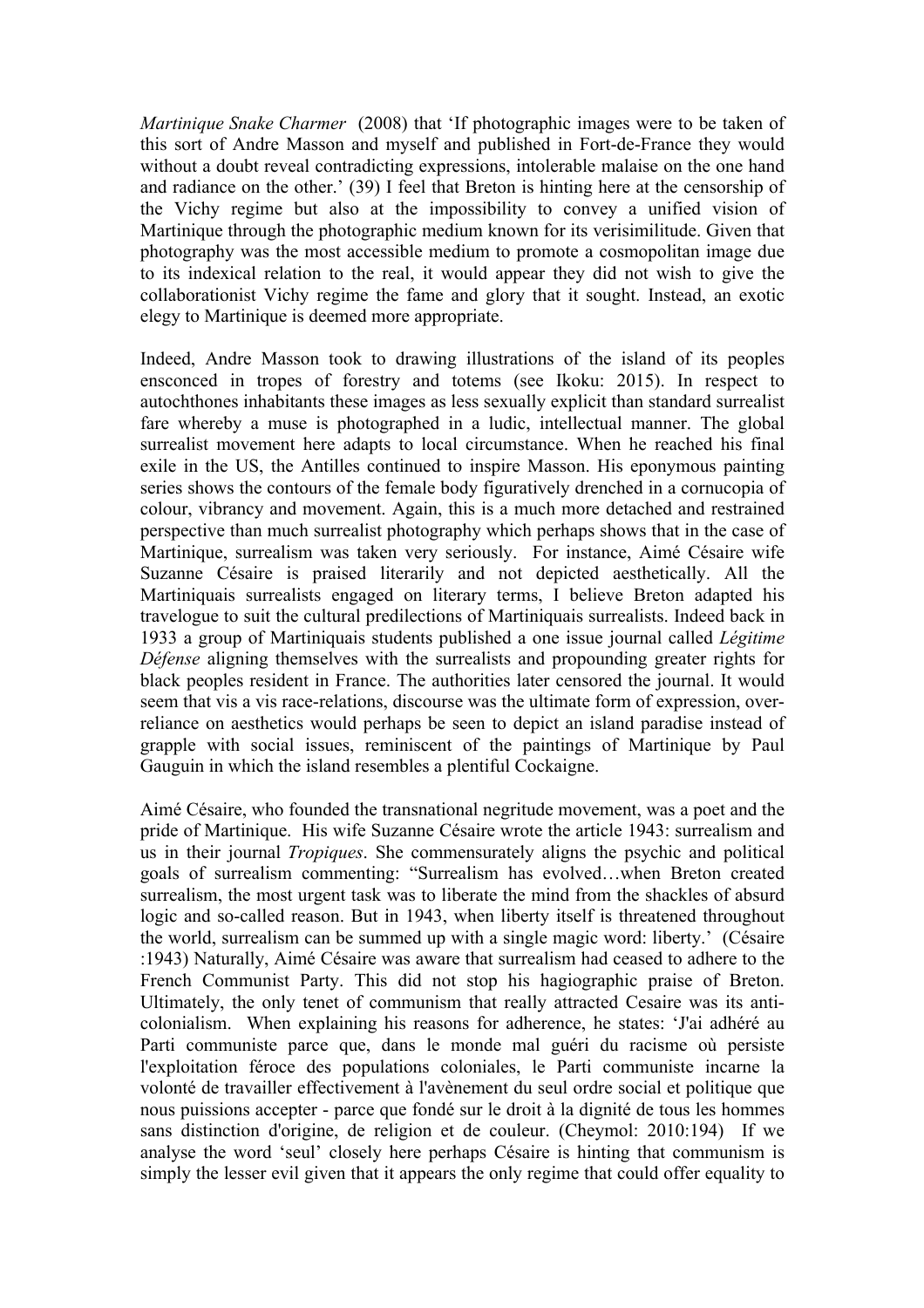*Martinique Snake Charmer* (2008) that 'If photographic images were to be taken of this sort of Andre Masson and myself and published in Fort-de-France they would without a doubt reveal contradicting expressions, intolerable malaise on the one hand and radiance on the other.' (39) I feel that Breton is hinting here at the censorship of the Vichy regime but also at the impossibility to convey a unified vision of Martinique through the photographic medium known for its verisimilitude. Given that photography was the most accessible medium to promote a cosmopolitan image due to its indexical relation to the real, it would appear they did not wish to give the collaborationist Vichy regime the fame and glory that it sought. Instead, an exotic elegy to Martinique is deemed more appropriate.

Indeed, Andre Masson took to drawing illustrations of the island of its peoples ensconced in tropes of forestry and totems (see Ikoku: 2015). In respect to autochthones inhabitants these images as less sexually explicit than standard surrealist fare whereby a muse is photographed in a ludic, intellectual manner. The global surrealist movement here adapts to local circumstance. When he reached his final exile in the US, the Antilles continued to inspire Masson. His eponymous painting series shows the contours of the female body figuratively drenched in a cornucopia of colour, vibrancy and movement. Again, this is a much more detached and restrained perspective than much surrealist photography which perhaps shows that in the case of Martinique, surrealism was taken very seriously. For instance, Aimé Césaire wife Suzanne Césaire is praised literarily and not depicted aesthetically. All the Martiniquais surrealists engaged on literary terms, I believe Breton adapted his travelogue to suit the cultural predilections of Martiniquais surrealists. Indeed back in 1933 a group of Martiniquais students published a one issue journal called *Légitime Défense* aligning themselves with the surrealists and propounding greater rights for black peoples resident in France. The authorities later censored the journal. It would seem that vis a vis race-relations, discourse was the ultimate form of expression, over-reliance on aesthetics would perhaps be seen to depict an island paradise instead of grapple with social issues, reminiscent of the paintings of Martinique by Paul Gauguin in which the island resembles a plentiful Cockaigne.

Aimé Césaire, who founded the transnational negritude movement, was a poet and the pride of Martinique. His wife Suzanne Césaire wrote the article 1943: surrealism and us in their journal *Tropiques*. She commensurately aligns the psychic and political goals of surrealism commenting: "Surrealism has evolved…when Breton created surrealism, the most urgent task was to liberate the mind from the shackles of absurd logic and so-called reason. But in 1943, when liberty itself is threatened throughout the world, surrealism can be summed up with a single magic word: liberty.' (Césaire :1943) Naturally, Aimé Césaire was aware that surrealism had ceased to adhere to the French Communist Party. This did not stop his hagiographic praise of Breton. Ultimately, the only tenet of communism that really attracted Cesaire was its anti-colonialism. When explaining his reasons for adherence, he states: 'J'ai adhéré au Parti communiste parce que, dans le monde mal guéri du racisme où persiste l'exploitation féroce des populations coloniales, le Parti communiste incarne la volonté de travailler effectivement à l'avènement du seul ordre social et politique que nous puissions accepter - parce que fondé sur le droit à la dignité de tous les hommes sans distinction d'origine, de religion et de couleur. (Cheymol: 2010:194) If we analyse the word 'seul' closely here perhaps Césaire is hinting that communism is simply the lesser evil given that it appears the only regime that could offer equality to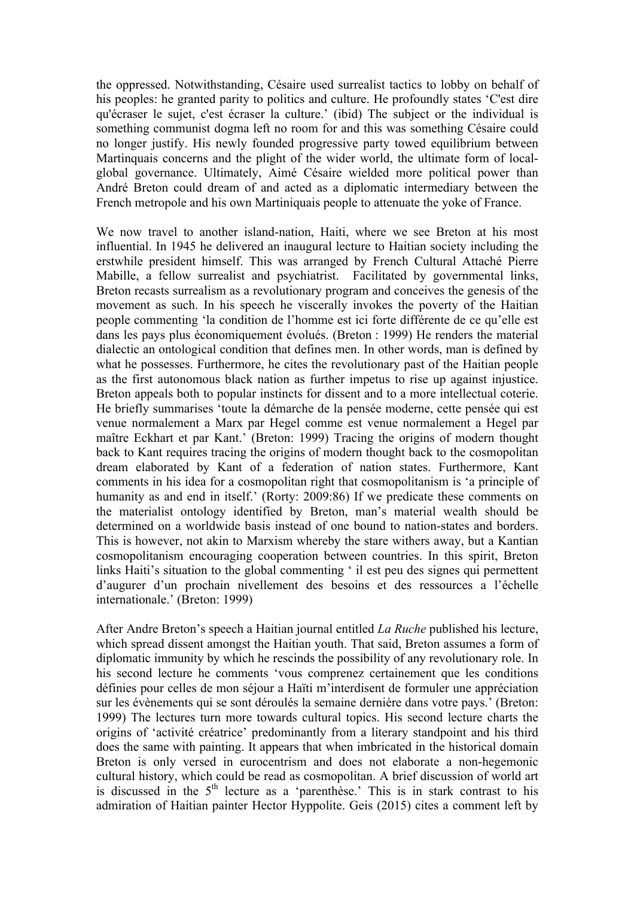the oppressed. Notwithstanding, Césaire used surrealist tactics to lobby on behalf of his peoples: he granted parity to politics and culture. He profoundly states 'C'est dire qu'écraser le sujet, c'est écraser la culture.' (ibid) The subject or the individual is something communist dogma left no room for and this was something Césaire could no longer justify. His newly founded progressive party towed equilibrium between Martinquais concerns and the plight of the wider world, the ultimate form of local-global governance. Ultimately, Aimé Césaire wielded more political power than André Breton could dream of and acted as a diplomatic intermediary between the French metropole and his own Martiniquais people to attenuate the yoke of France.

We now travel to another island-nation, Haiti, where we see Breton at his most influential. In 1945 he delivered an inaugural lecture to Haitian society including the erstwhile president himself. This was arranged by French Cultural Attaché Pierre Mabille, a fellow surrealist and psychiatrist. Facilitated by governmental links, Breton recasts surrealism as a revolutionary program and conceives the genesis of the movement as such. In his speech he viscerally invokes the poverty of the Haitian people commenting 'la condition de l'homme est ici forte différente de ce qu'elle est dans les pays plus économiquement évolués. (Breton : 1999) He renders the material dialectic an ontological condition that defines men. In other words, man is defined by what he possesses. Furthermore, he cites the revolutionary past of the Haitian people as the first autonomous black nation as further impetus to rise up against injustice. Breton appeals both to popular instincts for dissent and to a more intellectual coterie. He briefly summarises 'toute la démarche de la pensée moderne, cette pensée qui est venue normalement a Marx par Hegel comme est venue normalement a Hegel par maître Eckhart et par Kant.' (Breton: 1999) Tracing the origins of modern thought back to Kant requires tracing the origins of modern thought back to the cosmopolitan dream elaborated by Kant of a federation of nation states. Furthermore, Kant comments in his idea for a cosmopolitan right that cosmopolitanism is 'a principle of humanity as and end in itself.' (Rorty: 2009:86) If we predicate these comments on the materialist ontology identified by Breton, man's material wealth should be determined on a worldwide basis instead of one bound to nation-states and borders. This is however, not akin to Marxism whereby the stare withers away, but a Kantian cosmopolitanism encouraging cooperation between countries. In this spirit, Breton links Haiti's situation to the global commenting ' il est peu des signes qui permettent d'augurer d'un prochain nivellement des besoins et des ressources a l'échelle internationale.' (Breton: 1999)

After Andre Breton's speech a Haitian journal entitled *La Ruche* published his lecture, which spread dissent amongst the Haitian youth. That said, Breton assumes a form of diplomatic immunity by which he rescinds the possibility of any revolutionary role. In his second lecture he comments 'vous comprenez certainement que les conditions définies pour celles de mon séjour a Haïti m'interdisent de formuler une appréciation sur les évènements qui se sont déroulés la semaine dernière dans votre pays.' (Breton: 1999) The lectures turn more towards cultural topics. His second lecture charts the origins of 'activité créatrice' predominantly from a literary standpoint and his third does the same with painting. It appears that when imbricated in the historical domain Breton is only versed in eurocentrism and does not elaborate a non-hegemonic cultural history, which could be read as cosmopolitan. A brief discussion of world art is discussed in the 5th lecture as a 'parenthèse.' This is in stark contrast to his admiration of Haitian painter Hector Hyppolite. Geis (2015) cites a comment left by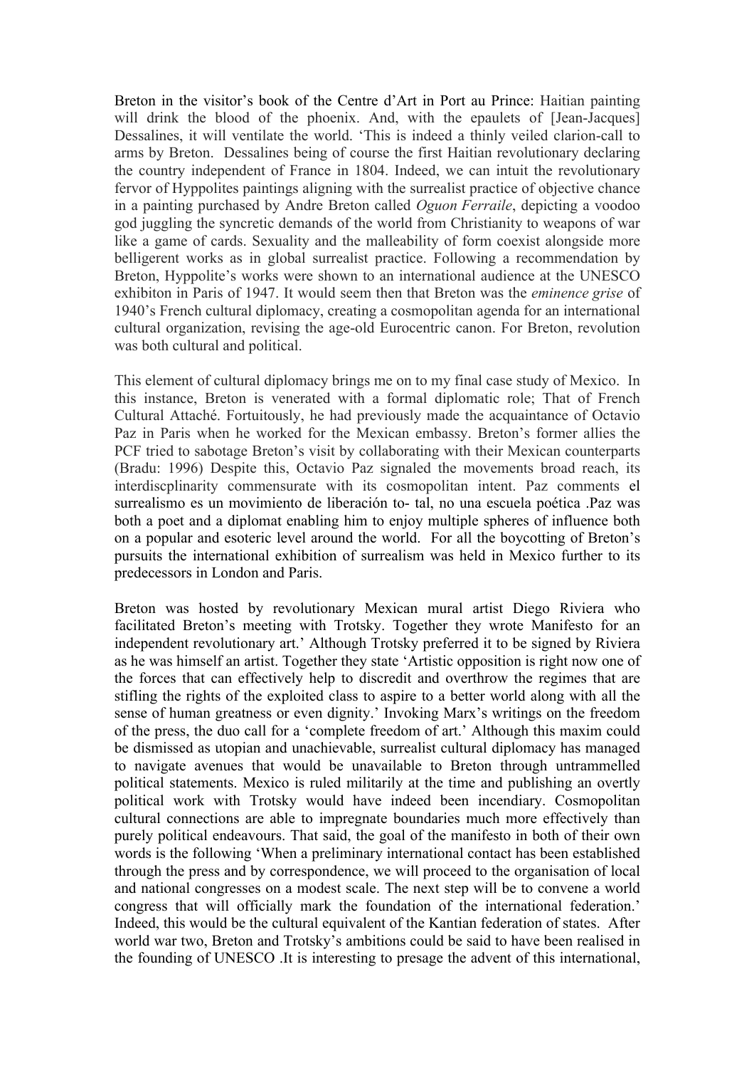Breton in the visitor's book of the Centre d'Art in Port au Prince: Haitian painting will drink the blood of the phoenix. And, with the epaulets of [Jean-Jacques] Dessalines, it will ventilate the world. 'This is indeed a thinly veiled clarion-call to arms by Breton. Dessalines being of course the first Haitian revolutionary declaring the country independent of France in 1804. Indeed, we can intuit the revolutionary fervor of Hyppolites paintings aligning with the surrealist practice of objective chance in a painting purchased by Andre Breton called *Oguon Ferraile*, depicting a voodoo god juggling the syncretic demands of the world from Christianity to weapons of war like a game of cards. Sexuality and the malleability of form coexist alongside more belligerent works as in global surrealist practice. Following a recommendation by Breton, Hyppolite's works were shown to an international audience at the UNESCO exhibiton in Paris of 1947. It would seem then that Breton was the *eminence grise* of 1940's French cultural diplomacy, creating a cosmopolitan agenda for an international cultural organization, revising the age-old Eurocentric canon. For Breton, revolution was both cultural and political.

This element of cultural diplomacy brings me on to my final case study of Mexico. In this instance, Breton is venerated with a formal diplomatic role; That of French Cultural Attaché. Fortuitously, he had previously made the acquaintance of Octavio Paz in Paris when he worked for the Mexican embassy. Breton's former allies the PCF tried to sabotage Breton's visit by collaborating with their Mexican counterparts (Bradu: 1996) Despite this, Octavio Paz signaled the movements broad reach, its interdiscplinarity commensurate with its cosmopolitan intent. Paz comments el surrealismo es un movimiento de liberación to- tal, no una escuela poética .Paz was both a poet and a diplomat enabling him to enjoy multiple spheres of influence both on a popular and esoteric level around the world. For all the boycotting of Breton's pursuits the international exhibition of surrealism was held in Mexico further to its predecessors in London and Paris.

Breton was hosted by revolutionary Mexican mural artist Diego Riviera who facilitated Breton's meeting with Trotsky. Together they wrote Manifesto for an independent revolutionary art.' Although Trotsky preferred it to be signed by Riviera as he was himself an artist. Together they state 'Artistic opposition is right now one of the forces that can effectively help to discredit and overthrow the regimes that are stifling the rights of the exploited class to aspire to a better world along with all the sense of human greatness or even dignity.' Invoking Marx's writings on the freedom of the press, the duo call for a 'complete freedom of art.' Although this maxim could be dismissed as utopian and unachievable, surrealist cultural diplomacy has managed to navigate avenues that would be unavailable to Breton through untrammelled political statements. Mexico is ruled militarily at the time and publishing an overtly political work with Trotsky would have indeed been incendiary. Cosmopolitan cultural connections are able to impregnate boundaries much more effectively than purely political endeavours. That said, the goal of the manifesto in both of their own words is the following 'When a preliminary international contact has been established through the press and by correspondence, we will proceed to the organisation of local and national congresses on a modest scale. The next step will be to convene a world congress that will officially mark the foundation of the international federation.' Indeed, this would be the cultural equivalent of the Kantian federation of states. After world war two, Breton and Trotsky's ambitions could be said to have been realised in the founding of UNESCO .It is interesting to presage the advent of this international,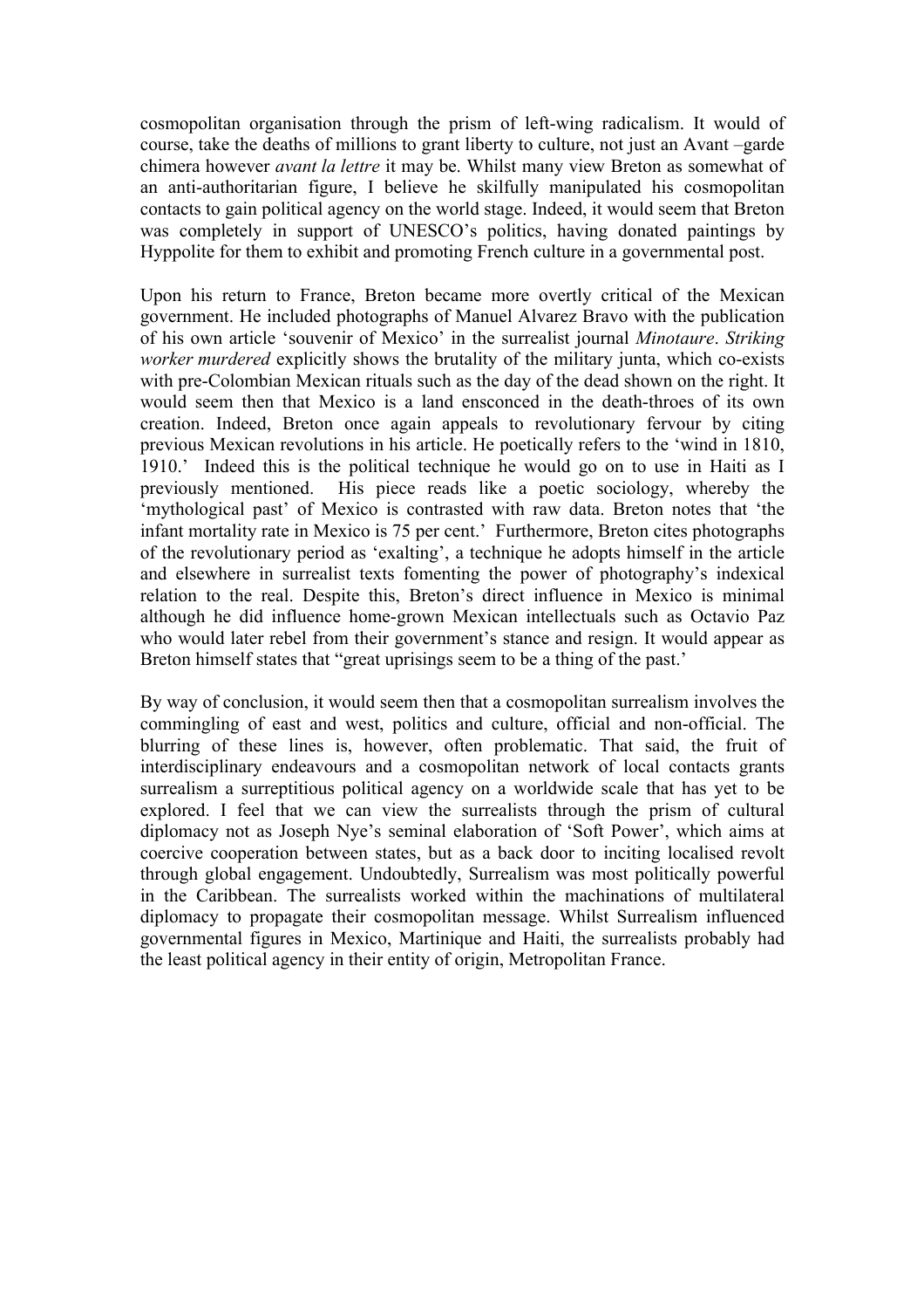cosmopolitan organisation through the prism of left-wing radicalism. It would of course, take the deaths of millions to grant liberty to culture, not just an Avant –garde chimera however *avant la lettre* it may be. Whilst many view Breton as somewhat of an anti-authoritarian figure, I believe he skilfully manipulated his cosmopolitan contacts to gain political agency on the world stage. Indeed, it would seem that Breton was completely in support of UNESCO's politics, having donated paintings by Hyppolite for them to exhibit and promoting French culture in a governmental post.

Upon his return to France, Breton became more overtly critical of the Mexican government. He included photographs of Manuel Alvarez Bravo with the publication of his own article 'souvenir of Mexico' in the surrealist journal *Minotaure*. *Striking worker murdered* explicitly shows the brutality of the military junta, which co-exists with pre-Colombian Mexican rituals such as the day of the dead shown on the right. It would seem then that Mexico is a land ensconced in the death-throes of its own creation. Indeed, Breton once again appeals to revolutionary fervour by citing previous Mexican revolutions in his article. He poetically refers to the 'wind in 1810, 1910.' Indeed this is the political technique he would go on to use in Haiti as I previously mentioned. His piece reads like a poetic sociology, whereby the 'mythological past' of Mexico is contrasted with raw data. Breton notes that 'the infant mortality rate in Mexico is 75 per cent.' Furthermore, Breton cites photographs of the revolutionary period as 'exalting', a technique he adopts himself in the article and elsewhere in surrealist texts fomenting the power of photography's indexical relation to the real. Despite this, Breton's direct influence in Mexico is minimal although he did influence home-grown Mexican intellectuals such as Octavio Paz who would later rebel from their government's stance and resign. It would appear as Breton himself states that "great uprisings seem to be a thing of the past.'

By way of conclusion, it would seem then that a cosmopolitan surrealism involves the commingling of east and west, politics and culture, official and non-official. The blurring of these lines is, however, often problematic. That said, the fruit of interdisciplinary endeavours and a cosmopolitan network of local contacts grants surrealism a surreptitious political agency on a worldwide scale that has yet to be explored. I feel that we can view the surrealists through the prism of cultural diplomacy not as Joseph Nye's seminal elaboration of 'Soft Power', which aims at coercive cooperation between states, but as a back door to inciting localised revolt through global engagement. Undoubtedly, Surrealism was most politically powerful in the Caribbean. The surrealists worked within the machinations of multilateral diplomacy to propagate their cosmopolitan message. Whilst Surrealism influenced governmental figures in Mexico, Martinique and Haiti, the surrealists probably had the least political agency in their entity of origin, Metropolitan France.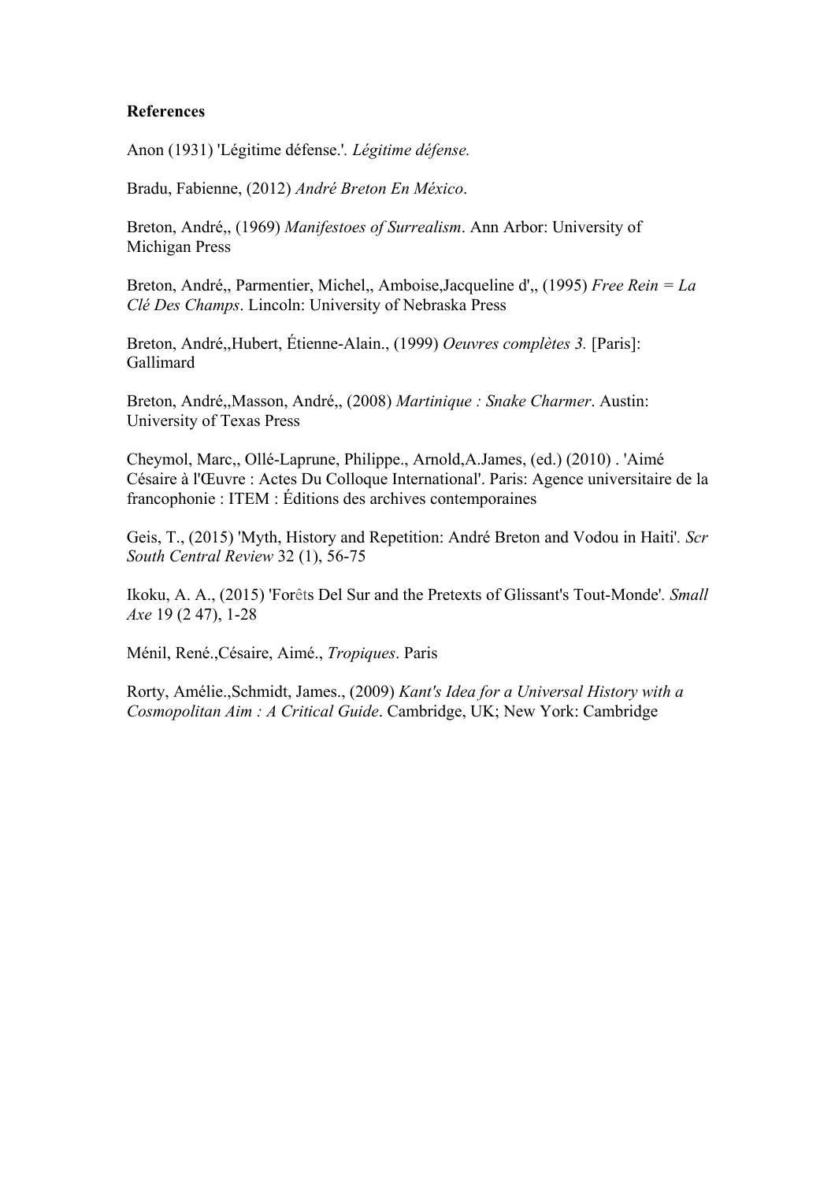**References**

Anon (1931) 'Légitime défense.'. *Légitime défense.*

Bradu, Fabienne, (2012) *André Breton En México*.

Breton, André,, (1969) *Manifestoes of Surrealism*. Ann Arbor: University of Michigan Press

Breton, André,, Parmentier, Michel,, Amboise,Jacqueline d',, (1995) *Free Rein = La Clé Des Champs*. Lincoln: University of Nebraska Press

Breton, André,,Hubert, Étienne-Alain., (1999) *Oeuvres complètes 3.* [Paris]: Gallimard

Breton, André,,Masson, André,, (2008) *Martinique : Snake Charmer*. Austin: University of Texas Press

Cheymol, Marc,, Ollé-Laprune, Philippe., Arnold,A.James, (ed.) (2010) . 'Aimé Césaire à l'Œuvre : Actes Du Colloque International'. Paris: Agence universitaire de la francophonie : ITEM : Éditions des archives contemporaines

Geis, T., (2015) 'Myth, History and Repetition: André Breton and Vodou in Haiti'. *Scr South Central Review* 32 (1), 56-75

Ikoku, A. A., (2015) 'Forêts Del Sur and the Pretexts of Glissant's Tout-Monde'. *Small Axe* 19 (2 47), 1-28

Ménil, René.,Césaire, Aimé., *Tropiques*. Paris

Rorty, Amélie.,Schmidt, James., (2009) *Kant's Idea for a Universal History with a Cosmopolitan Aim : A Critical Guide*. Cambridge, UK; New York: Cambridge